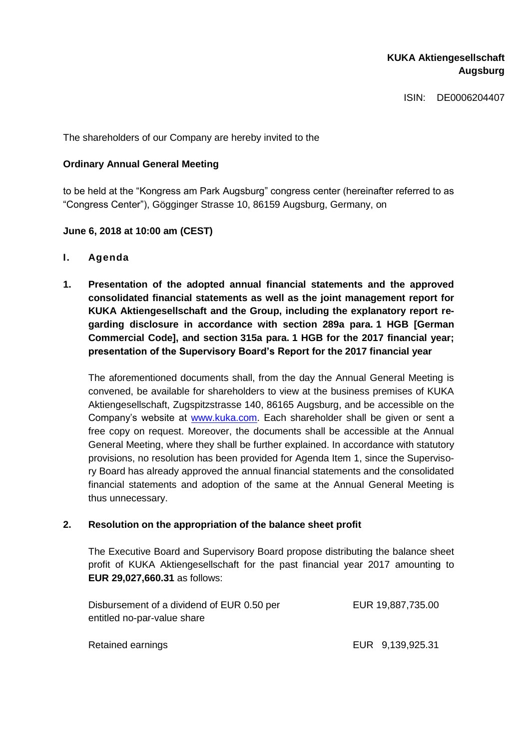**KUKA Aktiengesellschaft**
**Augsburg**

ISIN: DE0006204407

The shareholders of our Company are hereby invited to the

**Ordinary Annual General Meeting**

to be held at the "Kongress am Park Augsburg" congress center (hereinafter referred to as "Congress Center"), Gögginger Strasse 10, 86159 Augsburg, Germany, on

**June 6, 2018 at 10:00 am (CEST)**

## I. Agenda

### 1. Presentation of the adopted annual financial statements and the approved consolidated financial statements as well as the joint management report for KUKA Aktiengesellschaft and the Group, including the explanatory report regarding disclosure in accordance with section 289a para. 1 HGB [German Commercial Code], and section 315a para. 1 HGB for the 2017 financial year; presentation of the Supervisory Board's Report for the 2017 financial year

The aforementioned documents shall, from the day the Annual General Meeting is convened, be available for shareholders to view at the business premises of KUKA Aktiengesellschaft, Zugspitzstrasse 140, 86165 Augsburg, and be accessible on the Company's website at www.kuka.com. Each shareholder shall be given or sent a free copy on request. Moreover, the documents shall be accessible at the Annual General Meeting, where they shall be further explained. In accordance with statutory provisions, no resolution has been provided for Agenda Item 1, since the Supervisory Board has already approved the annual financial statements and the consolidated financial statements and adoption of the same at the Annual General Meeting is thus unnecessary.

### 2. Resolution on the appropriation of the balance sheet profit

The Executive Board and Supervisory Board propose distributing the balance sheet profit of KUKA Aktiengesellschaft for the past financial year 2017 amounting to **EUR 29,027,660.31** as follows:

| | |
|---|---|
| Disbursement of a dividend of EUR 0.50 per entitled no-par-value share | EUR 19,887,735.00 |
| Retained earnings | EUR 9,139,925.31 |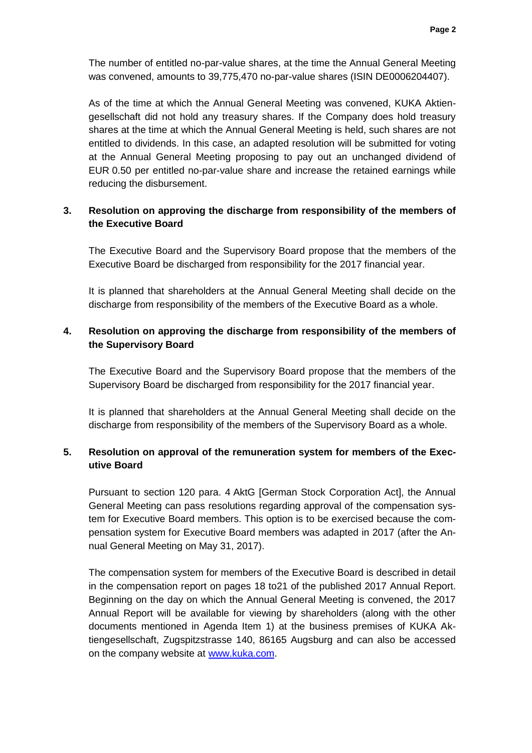The number of entitled no-par-value shares, at the time the Annual General Meeting was convened, amounts to 39,775,470 no-par-value shares (ISIN DE0006204407).

As of the time at which the Annual General Meeting was convened, KUKA Aktiengesellschaft did not hold any treasury shares. If the Company does hold treasury shares at the time at which the Annual General Meeting is held, such shares are not entitled to dividends. In this case, an adapted resolution will be submitted for voting at the Annual General Meeting proposing to pay out an unchanged dividend of EUR 0.50 per entitled no-par-value share and increase the retained earnings while reducing the disbursement.

## 3. Resolution on approving the discharge from responsibility of the members of the Executive Board

The Executive Board and the Supervisory Board propose that the members of the Executive Board be discharged from responsibility for the 2017 financial year.

It is planned that shareholders at the Annual General Meeting shall decide on the discharge from responsibility of the members of the Executive Board as a whole.

## 4. Resolution on approving the discharge from responsibility of the members of the Supervisory Board

The Executive Board and the Supervisory Board propose that the members of the Supervisory Board be discharged from responsibility for the 2017 financial year.

It is planned that shareholders at the Annual General Meeting shall decide on the discharge from responsibility of the members of the Supervisory Board as a whole.

## 5. Resolution on approval of the remuneration system for members of the Executive Board

Pursuant to section 120 para. 4 AktG [German Stock Corporation Act], the Annual General Meeting can pass resolutions regarding approval of the compensation system for Executive Board members. This option is to be exercised because the compensation system for Executive Board members was adapted in 2017 (after the Annual General Meeting on May 31, 2017).

The compensation system for members of the Executive Board is described in detail in the compensation report on pages 18 to21 of the published 2017 Annual Report. Beginning on the day on which the Annual General Meeting is convened, the 2017 Annual Report will be available for viewing by shareholders (along with the other documents mentioned in Agenda Item 1) at the business premises of KUKA Aktiengesellschaft, Zugspitzstrasse 140, 86165 Augsburg and can also be accessed on the company website at www.kuka.com.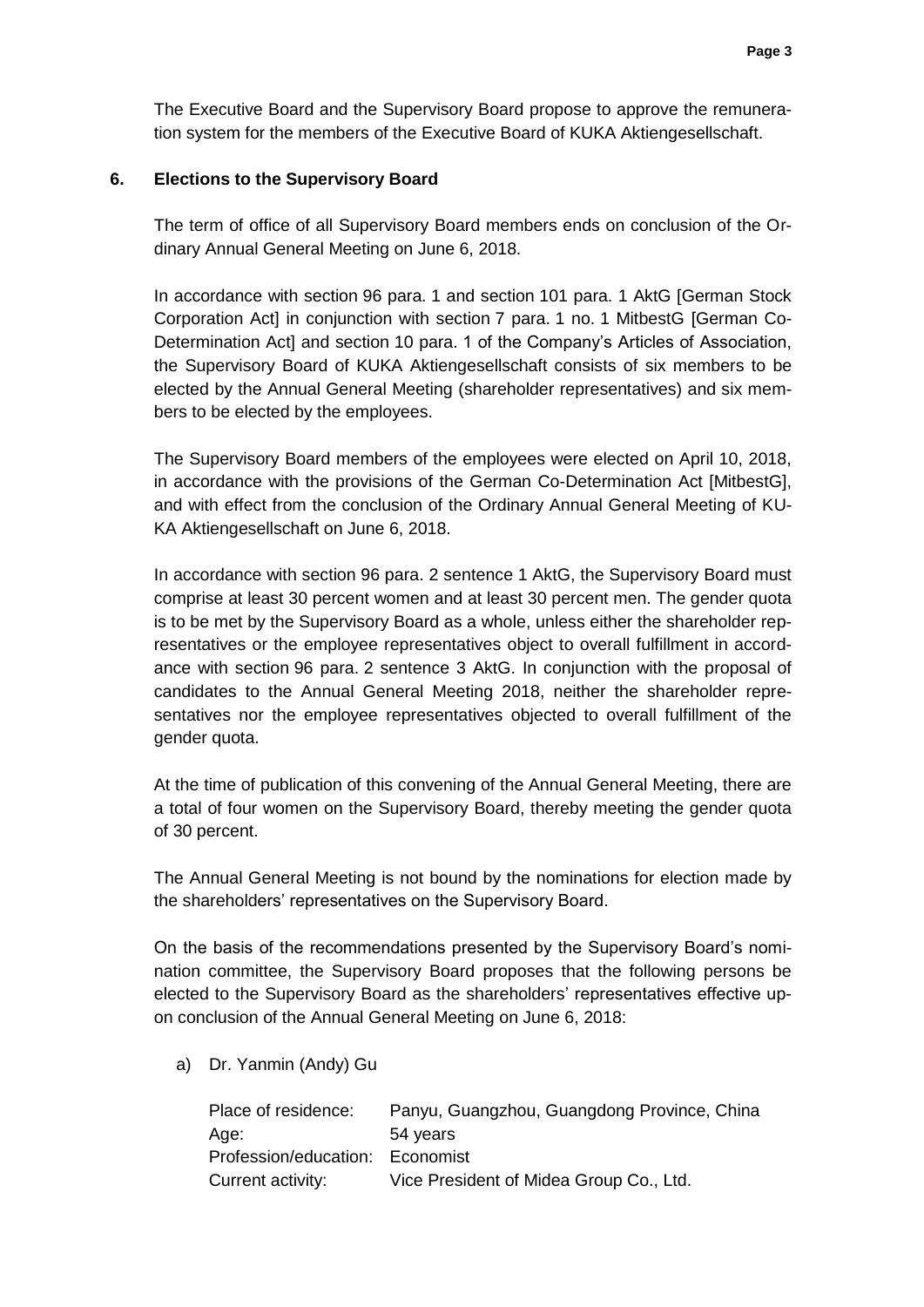The Executive Board and the Supervisory Board propose to approve the remuneration system for the members of the Executive Board of KUKA Aktiengesellschaft.

## 6. Elections to the Supervisory Board

The term of office of all Supervisory Board members ends on conclusion of the Ordinary Annual General Meeting on June 6, 2018.

In accordance with section 96 para. 1 and section 101 para. 1 AktG [German Stock Corporation Act] in conjunction with section 7 para. 1 no. 1 MitbestG [German Co-Determination Act] and section 10 para. 1 of the Company's Articles of Association, the Supervisory Board of KUKA Aktiengesellschaft consists of six members to be elected by the Annual General Meeting (shareholder representatives) and six members to be elected by the employees.

The Supervisory Board members of the employees were elected on April 10, 2018, in accordance with the provisions of the German Co-Determination Act [MitbestG], and with effect from the conclusion of the Ordinary Annual General Meeting of KUKA Aktiengesellschaft on June 6, 2018.

In accordance with section 96 para. 2 sentence 1 AktG, the Supervisory Board must comprise at least 30 percent women and at least 30 percent men. The gender quota is to be met by the Supervisory Board as a whole, unless either the shareholder representatives or the employee representatives object to overall fulfillment in accordance with section 96 para. 2 sentence 3 AktG. In conjunction with the proposal of candidates to the Annual General Meeting 2018, neither the shareholder representatives nor the employee representatives objected to overall fulfillment of the gender quota.

At the time of publication of this convening of the Annual General Meeting, there are a total of four women on the Supervisory Board, thereby meeting the gender quota of 30 percent.

The Annual General Meeting is not bound by the nominations for election made by the shareholders' representatives on the Supervisory Board.

On the basis of the recommendations presented by the Supervisory Board's nomination committee, the Supervisory Board proposes that the following persons be elected to the Supervisory Board as the shareholders' representatives effective upon conclusion of the Annual General Meeting on June 6, 2018:

a) Dr. Yanmin (Andy) Gu

| | |
|---|---|
| Place of residence: | Panyu, Guangzhou, Guangdong Province, China |
| Age: | 54 years |
| Profession/education: | Economist |
| Current activity: | Vice President of Midea Group Co., Ltd. |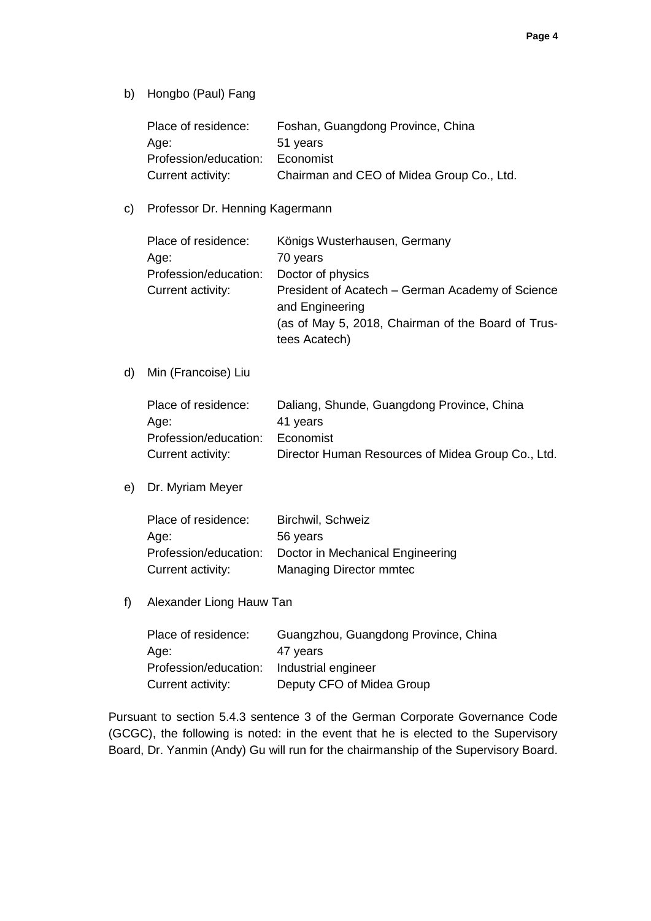b) Hongbo (Paul) Fang

Place of residence: Foshan, Guangdong Province, China
Age: 51 years
Profession/education: Economist
Current activity: Chairman and CEO of Midea Group Co., Ltd.

c) Professor Dr. Henning Kagermann

Place of residence: Königs Wusterhausen, Germany
Age: 70 years
Profession/education: Doctor of physics
Current activity: President of Acatech – German Academy of Science and Engineering
(as of May 5, 2018, Chairman of the Board of Trustees Acatech)

d) Min (Francoise) Liu

Place of residence: Daliang, Shunde, Guangdong Province, China
Age: 41 years
Profession/education: Economist
Current activity: Director Human Resources of Midea Group Co., Ltd.

e) Dr. Myriam Meyer

Place of residence: Birchwil, Schweiz
Age: 56 years
Profession/education: Doctor in Mechanical Engineering
Current activity: Managing Director mmtec

f) Alexander Liong Hauw Tan

Place of residence: Guangzhou, Guangdong Province, China
Age: 47 years
Profession/education: Industrial engineer
Current activity: Deputy CFO of Midea Group

Pursuant to section 5.4.3 sentence 3 of the German Corporate Governance Code (GCGC), the following is noted: in the event that he is elected to the Supervisory Board, Dr. Yanmin (Andy) Gu will run for the chairmanship of the Supervisory Board.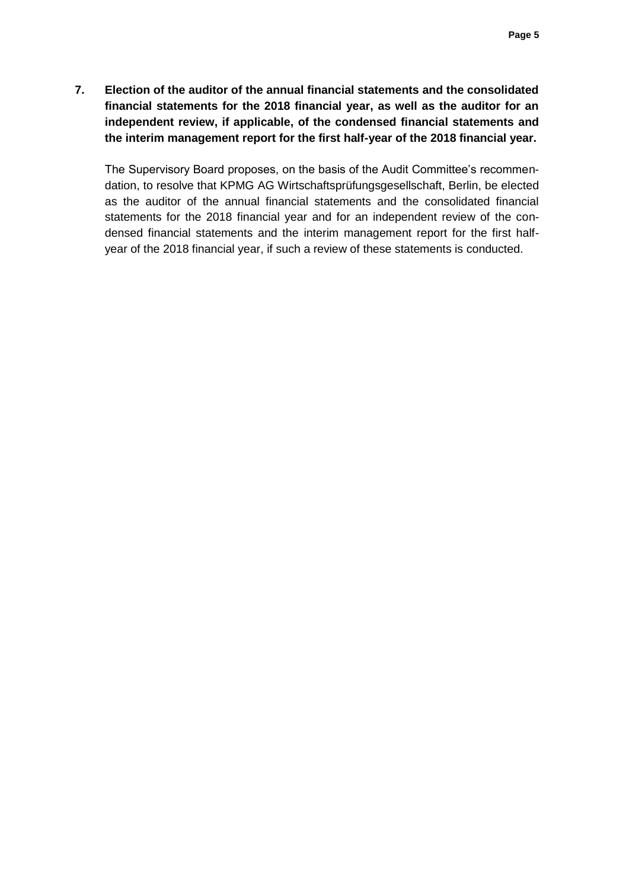**7. Election of the auditor of the annual financial statements and the consolidated financial statements for the 2018 financial year, as well as the auditor for an independent review, if applicable, of the condensed financial statements and the interim management report for the first half-year of the 2018 financial year.**

The Supervisory Board proposes, on the basis of the Audit Committee's recommendation, to resolve that KPMG AG Wirtschaftsprüfungsgesellschaft, Berlin, be elected as the auditor of the annual financial statements and the consolidated financial statements for the 2018 financial year and for an independent review of the condensed financial statements and the interim management report for the first half-year of the 2018 financial year, if such a review of these statements is conducted.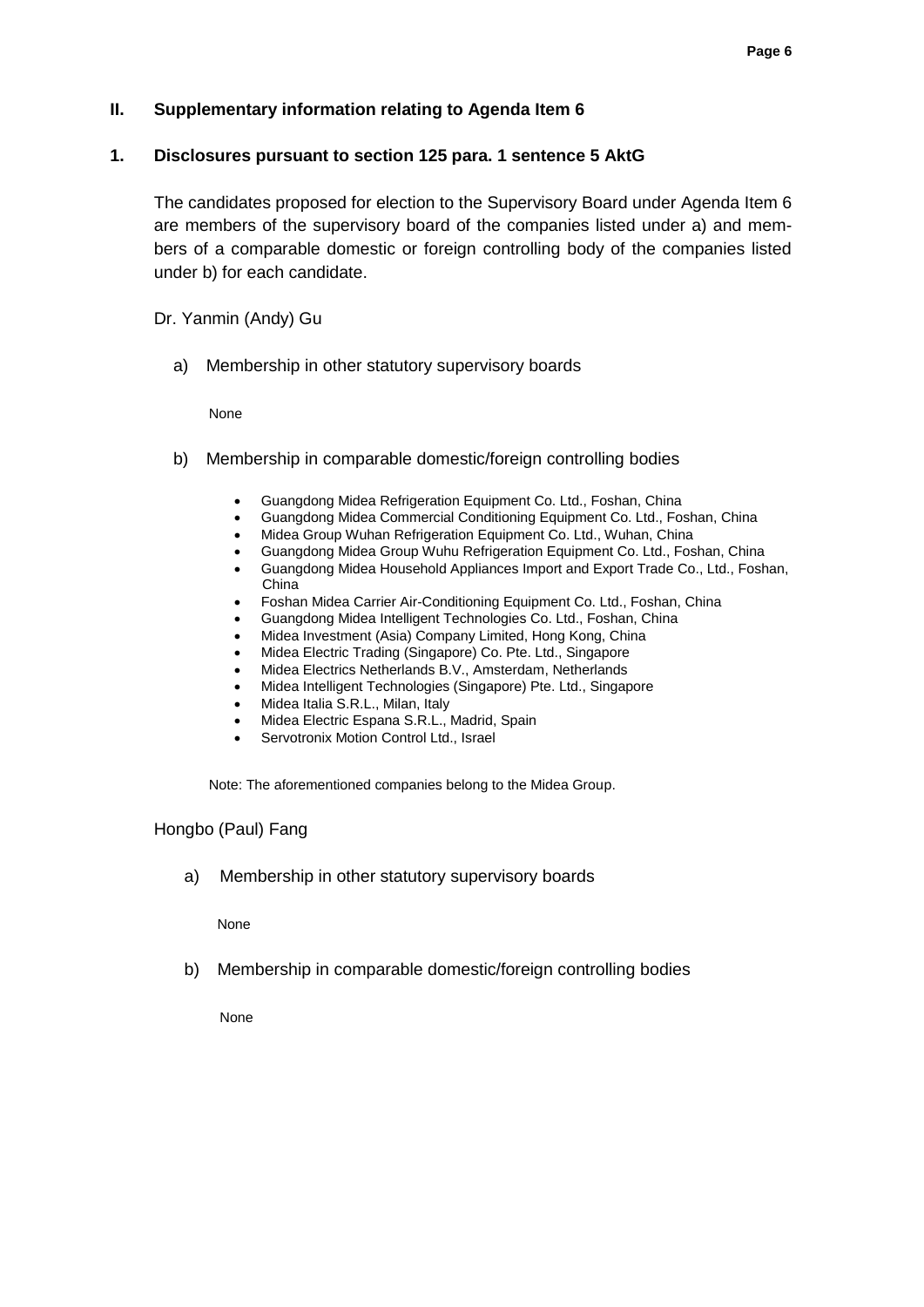## II. Supplementary information relating to Agenda Item 6

### 1. Disclosures pursuant to section 125 para. 1 sentence 5 AktG

The candidates proposed for election to the Supervisory Board under Agenda Item 6 are members of the supervisory board of the companies listed under a) and members of a comparable domestic or foreign controlling body of the companies listed under b) for each candidate.

Dr. Yanmin (Andy) Gu

a) Membership in other statutory supervisory boards

None

b) Membership in comparable domestic/foreign controlling bodies

- Guangdong Midea Refrigeration Equipment Co. Ltd., Foshan, China
- Guangdong Midea Commercial Conditioning Equipment Co. Ltd., Foshan, China
- Midea Group Wuhan Refrigeration Equipment Co. Ltd., Wuhan, China
- Guangdong Midea Group Wuhu Refrigeration Equipment Co. Ltd., Foshan, China
- Guangdong Midea Household Appliances Import and Export Trade Co., Ltd., Foshan, China
- Foshan Midea Carrier Air-Conditioning Equipment Co. Ltd., Foshan, China
- Guangdong Midea Intelligent Technologies Co. Ltd., Foshan, China
- Midea Investment (Asia) Company Limited, Hong Kong, China
- Midea Electric Trading (Singapore) Co. Pte. Ltd., Singapore
- Midea Electrics Netherlands B.V., Amsterdam, Netherlands
- Midea Intelligent Technologies (Singapore) Pte. Ltd., Singapore
- Midea Italia S.R.L., Milan, Italy
- Midea Electric Espana S.R.L., Madrid, Spain
- Servotronix Motion Control Ltd., Israel

Note: The aforementioned companies belong to the Midea Group.

Hongbo (Paul) Fang

a) Membership in other statutory supervisory boards

None

b) Membership in comparable domestic/foreign controlling bodies

None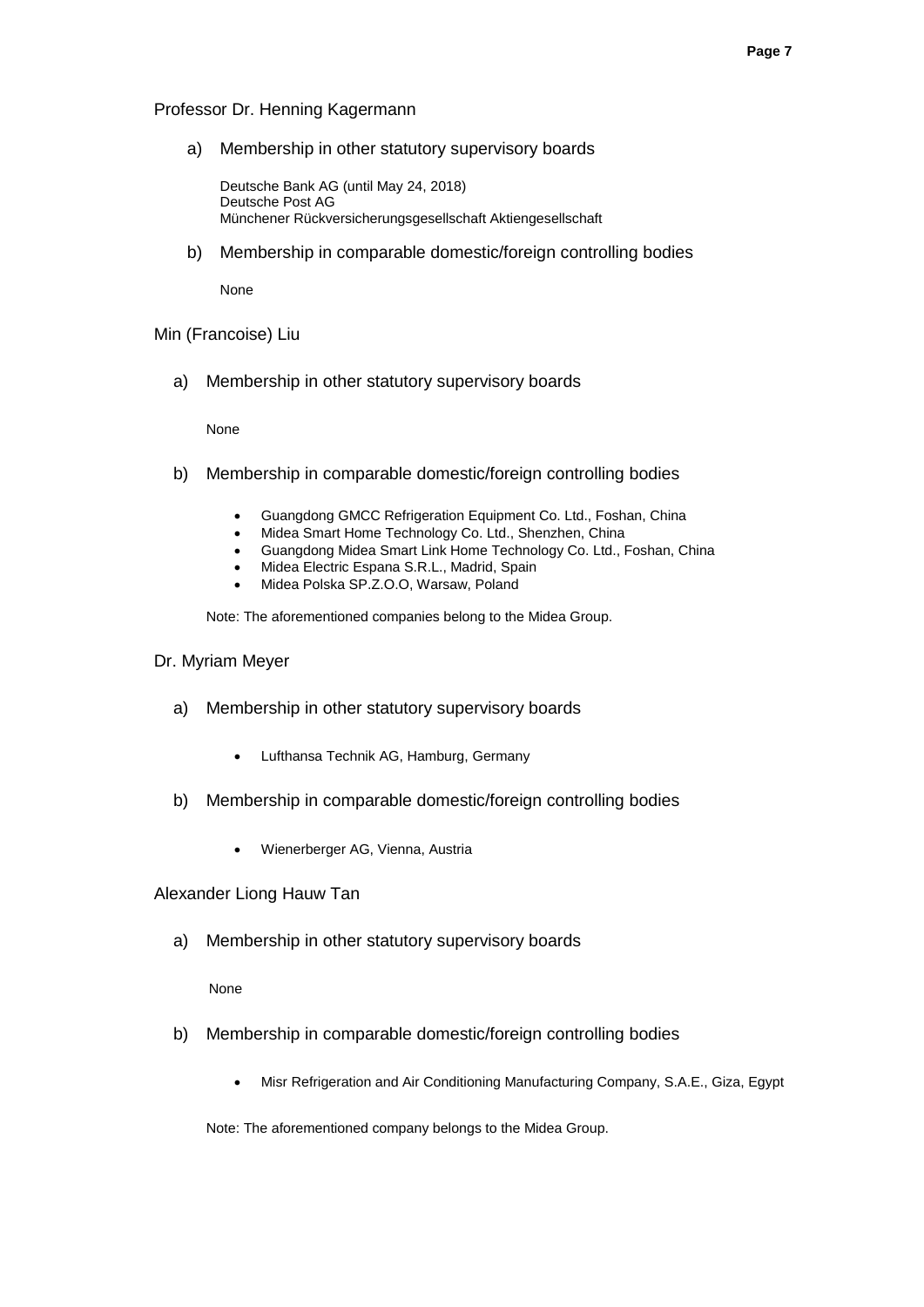Professor Dr. Henning Kagermann

a) Membership in other statutory supervisory boards

Deutsche Bank AG (until May 24, 2018)
Deutsche Post AG
Münchener Rückversicherungsgesellschaft Aktiengesellschaft

b) Membership in comparable domestic/foreign controlling bodies

None

Min (Francoise) Liu

a) Membership in other statutory supervisory boards

None

b) Membership in comparable domestic/foreign controlling bodies

- Guangdong GMCC Refrigeration Equipment Co. Ltd., Foshan, China
- Midea Smart Home Technology Co. Ltd., Shenzhen, China
- Guangdong Midea Smart Link Home Technology Co. Ltd., Foshan, China
- Midea Electric Espana S.R.L., Madrid, Spain
- Midea Polska SP.Z.O.O, Warsaw, Poland

Note: The aforementioned companies belong to the Midea Group.

Dr. Myriam Meyer

a) Membership in other statutory supervisory boards

- Lufthansa Technik AG, Hamburg, Germany

b) Membership in comparable domestic/foreign controlling bodies

- Wienerberger AG, Vienna, Austria

Alexander Liong Hauw Tan

a) Membership in other statutory supervisory boards

None

b) Membership in comparable domestic/foreign controlling bodies

- Misr Refrigeration and Air Conditioning Manufacturing Company, S.A.E., Giza, Egypt

Note: The aforementioned company belongs to the Midea Group.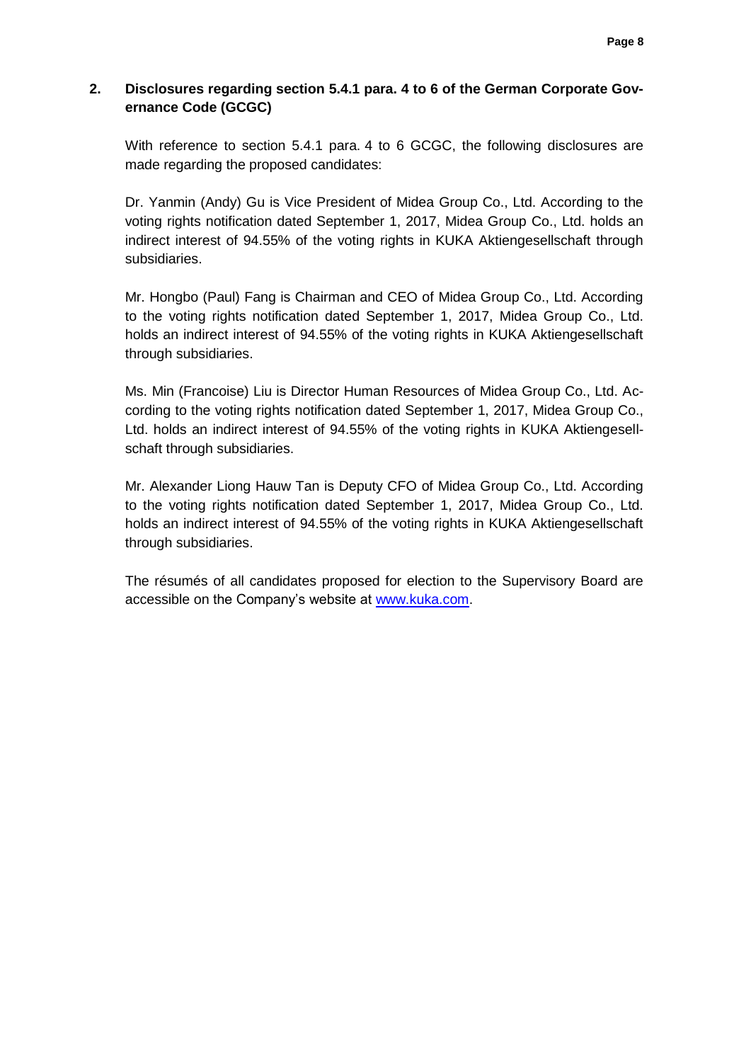## 2. Disclosures regarding section 5.4.1 para. 4 to 6 of the German Corporate Governance Code (GCGC)

With reference to section 5.4.1 para. 4 to 6 GCGC, the following disclosures are made regarding the proposed candidates:

Dr. Yanmin (Andy) Gu is Vice President of Midea Group Co., Ltd. According to the voting rights notification dated September 1, 2017, Midea Group Co., Ltd. holds an indirect interest of 94.55% of the voting rights in KUKA Aktiengesellschaft through subsidiaries.

Mr. Hongbo (Paul) Fang is Chairman and CEO of Midea Group Co., Ltd. According to the voting rights notification dated September 1, 2017, Midea Group Co., Ltd. holds an indirect interest of 94.55% of the voting rights in KUKA Aktiengesellschaft through subsidiaries.

Ms. Min (Francoise) Liu is Director Human Resources of Midea Group Co., Ltd. According to the voting rights notification dated September 1, 2017, Midea Group Co., Ltd. holds an indirect interest of 94.55% of the voting rights in KUKA Aktiengesellschaft through subsidiaries.

Mr. Alexander Liong Hauw Tan is Deputy CFO of Midea Group Co., Ltd. According to the voting rights notification dated September 1, 2017, Midea Group Co., Ltd. holds an indirect interest of 94.55% of the voting rights in KUKA Aktiengesellschaft through subsidiaries.

The résumés of all candidates proposed for election to the Supervisory Board are accessible on the Company's website at www.kuka.com.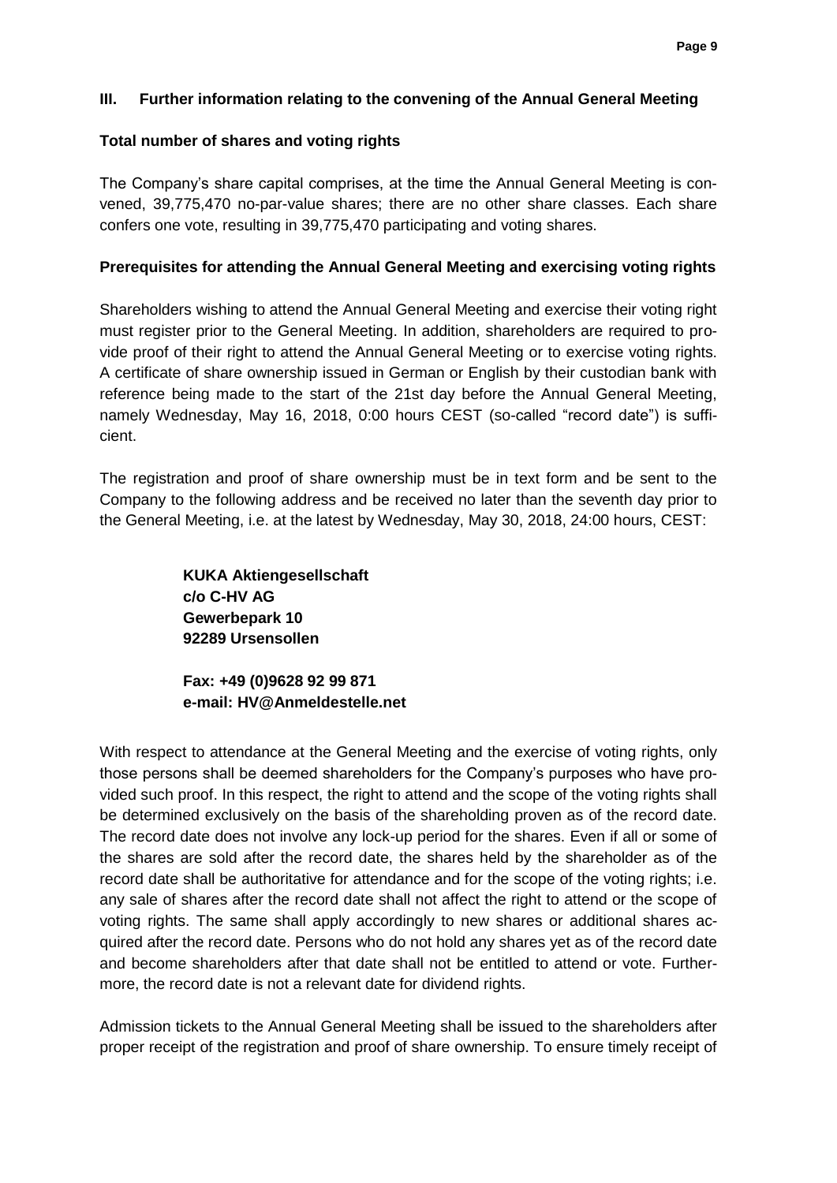## III. Further information relating to the convening of the Annual General Meeting

### Total number of shares and voting rights

The Company's share capital comprises, at the time the Annual General Meeting is convened, 39,775,470 no-par-value shares; there are no other share classes. Each share confers one vote, resulting in 39,775,470 participating and voting shares.

### Prerequisites for attending the Annual General Meeting and exercising voting rights

Shareholders wishing to attend the Annual General Meeting and exercise their voting right must register prior to the General Meeting. In addition, shareholders are required to provide proof of their right to attend the Annual General Meeting or to exercise voting rights. A certificate of share ownership issued in German or English by their custodian bank with reference being made to the start of the 21st day before the Annual General Meeting, namely Wednesday, May 16, 2018, 0:00 hours CEST (so-called "record date") is sufficient.

The registration and proof of share ownership must be in text form and be sent to the Company to the following address and be received no later than the seventh day prior to the General Meeting, i.e. at the latest by Wednesday, May 30, 2018, 24:00 hours, CEST:

**KUKA Aktiengesellschaft**
**c/o C-HV AG**
**Gewerbepark 10**
**92289 Ursensollen**

**Fax: +49 (0)9628 92 99 871**
**e-mail: HV@Anmeldestelle.net**

With respect to attendance at the General Meeting and the exercise of voting rights, only those persons shall be deemed shareholders for the Company's purposes who have provided such proof. In this respect, the right to attend and the scope of the voting rights shall be determined exclusively on the basis of the shareholding proven as of the record date. The record date does not involve any lock-up period for the shares. Even if all or some of the shares are sold after the record date, the shares held by the shareholder as of the record date shall be authoritative for attendance and for the scope of the voting rights; i.e. any sale of shares after the record date shall not affect the right to attend or the scope of voting rights. The same shall apply accordingly to new shares or additional shares acquired after the record date. Persons who do not hold any shares yet as of the record date and become shareholders after that date shall not be entitled to attend or vote. Furthermore, the record date is not a relevant date for dividend rights.

Admission tickets to the Annual General Meeting shall be issued to the shareholders after proper receipt of the registration and proof of share ownership. To ensure timely receipt of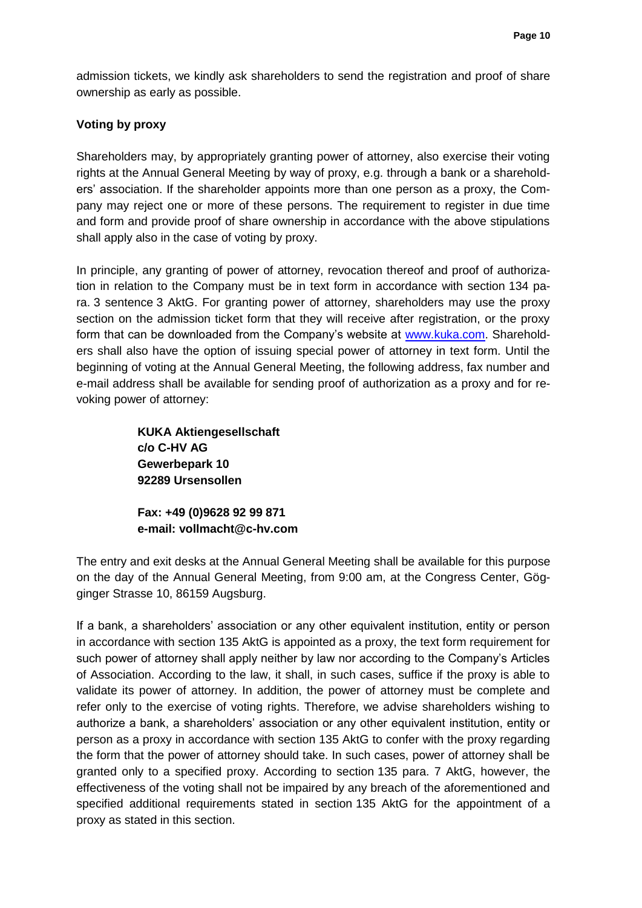admission tickets, we kindly ask shareholders to send the registration and proof of share ownership as early as possible.

**Voting by proxy**

Shareholders may, by appropriately granting power of attorney, also exercise their voting rights at the Annual General Meeting by way of proxy, e.g. through a bank or a shareholders' association. If the shareholder appoints more than one person as a proxy, the Company may reject one or more of these persons. The requirement to register in due time and form and provide proof of share ownership in accordance with the above stipulations shall apply also in the case of voting by proxy.

In principle, any granting of power of attorney, revocation thereof and proof of authorization in relation to the Company must be in text form in accordance with section 134 para. 3 sentence 3 AktG. For granting power of attorney, shareholders may use the proxy section on the admission ticket form that they will receive after registration, or the proxy form that can be downloaded from the Company's website at www.kuka.com. Shareholders shall also have the option of issuing special power of attorney in text form. Until the beginning of voting at the Annual General Meeting, the following address, fax number and e-mail address shall be available for sending proof of authorization as a proxy and for revoking power of attorney:

> **KUKA Aktiengesellschaft**
> **c/o C-HV AG**
> **Gewerbepark 10**
> **92289 Ursensollen**
>
> **Fax: +49 (0)9628 92 99 871**
> **e-mail: vollmacht@c-hv.com**

The entry and exit desks at the Annual General Meeting shall be available for this purpose on the day of the Annual General Meeting, from 9:00 am, at the Congress Center, Gögginger Strasse 10, 86159 Augsburg.

If a bank, a shareholders' association or any other equivalent institution, entity or person in accordance with section 135 AktG is appointed as a proxy, the text form requirement for such power of attorney shall apply neither by law nor according to the Company's Articles of Association. According to the law, it shall, in such cases, suffice if the proxy is able to validate its power of attorney. In addition, the power of attorney must be complete and refer only to the exercise of voting rights. Therefore, we advise shareholders wishing to authorize a bank, a shareholders' association or any other equivalent institution, entity or person as a proxy in accordance with section 135 AktG to confer with the proxy regarding the form that the power of attorney should take. In such cases, power of attorney shall be granted only to a specified proxy. According to section 135 para. 7 AktG, however, the effectiveness of the voting shall not be impaired by any breach of the aforementioned and specified additional requirements stated in section 135 AktG for the appointment of a proxy as stated in this section.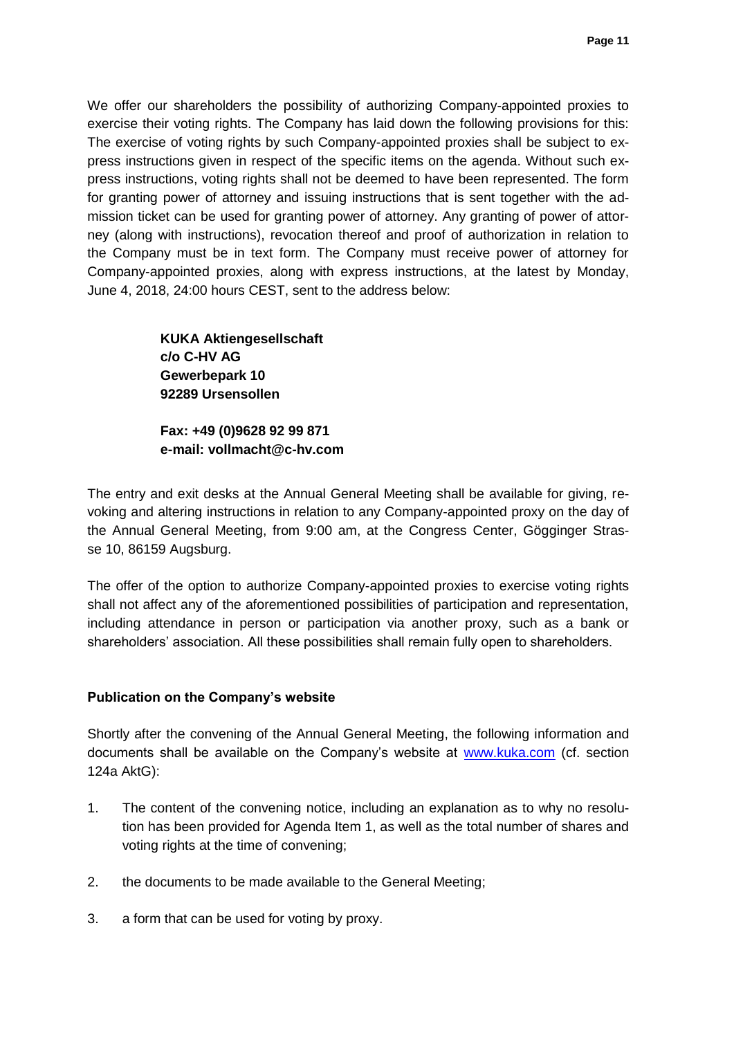We offer our shareholders the possibility of authorizing Company-appointed proxies to exercise their voting rights. The Company has laid down the following provisions for this: The exercise of voting rights by such Company-appointed proxies shall be subject to express instructions given in respect of the specific items on the agenda. Without such express instructions, voting rights shall not be deemed to have been represented. The form for granting power of attorney and issuing instructions that is sent together with the admission ticket can be used for granting power of attorney. Any granting of power of attorney (along with instructions), revocation thereof and proof of authorization in relation to the Company must be in text form. The Company must receive power of attorney for Company-appointed proxies, along with express instructions, at the latest by Monday, June 4, 2018, 24:00 hours CEST, sent to the address below:

**KUKA Aktiengesellschaft**
**c/o C-HV AG**
**Gewerbepark 10**
**92289 Ursensollen**

**Fax: +49 (0)9628 92 99 871**
**e-mail: vollmacht@c-hv.com**

The entry and exit desks at the Annual General Meeting shall be available for giving, revoking and altering instructions in relation to any Company-appointed proxy on the day of the Annual General Meeting, from 9:00 am, at the Congress Center, Gögginger Strasse 10, 86159 Augsburg.

The offer of the option to authorize Company-appointed proxies to exercise voting rights shall not affect any of the aforementioned possibilities of participation and representation, including attendance in person or participation via another proxy, such as a bank or shareholders' association. All these possibilities shall remain fully open to shareholders.

**Publication on the Company's website**

Shortly after the convening of the Annual General Meeting, the following information and documents shall be available on the Company's website at www.kuka.com (cf. section 124a AktG):

1. The content of the convening notice, including an explanation as to why no resolution has been provided for Agenda Item 1, as well as the total number of shares and voting rights at the time of convening;
2. the documents to be made available to the General Meeting;
3. a form that can be used for voting by proxy.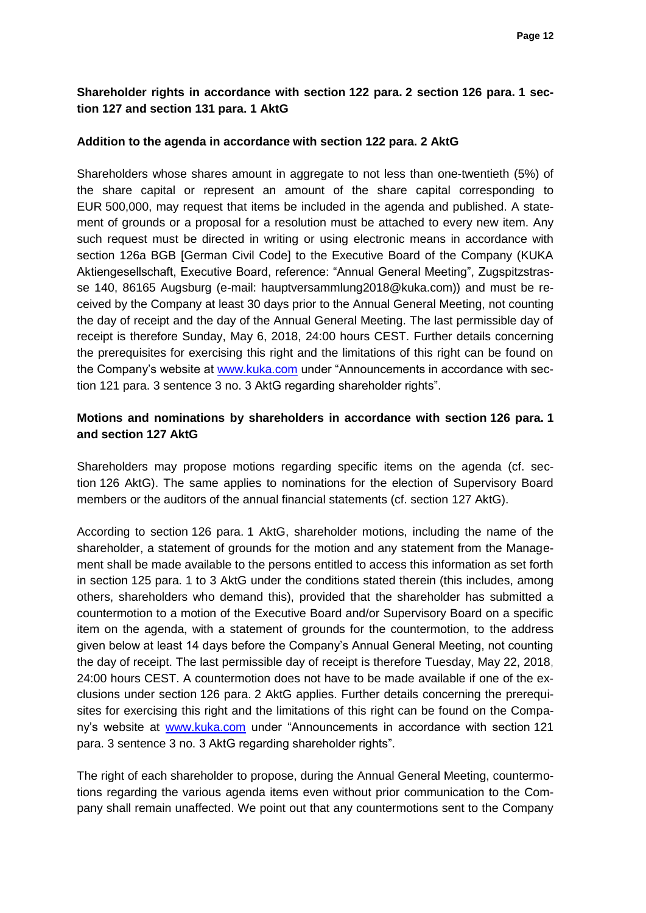**Shareholder rights in accordance with section 122 para. 2 section 126 para. 1 section 127 and section 131 para. 1 AktG**

**Addition to the agenda in accordance with section 122 para. 2 AktG**

Shareholders whose shares amount in aggregate to not less than one-twentieth (5%) of the share capital or represent an amount of the share capital corresponding to EUR 500,000, may request that items be included in the agenda and published. A statement of grounds or a proposal for a resolution must be attached to every new item. Any such request must be directed in writing or using electronic means in accordance with section 126a BGB [German Civil Code] to the Executive Board of the Company (KUKA Aktiengesellschaft, Executive Board, reference: "Annual General Meeting", Zugspitzstrasse 140, 86165 Augsburg (e-mail: hauptversammlung2018@kuka.com)) and must be received by the Company at least 30 days prior to the Annual General Meeting, not counting the day of receipt and the day of the Annual General Meeting. The last permissible day of receipt is therefore Sunday, May 6, 2018, 24:00 hours CEST. Further details concerning the prerequisites for exercising this right and the limitations of this right can be found on the Company's website at www.kuka.com under "Announcements in accordance with section 121 para. 3 sentence 3 no. 3 AktG regarding shareholder rights".

**Motions and nominations by shareholders in accordance with section 126 para. 1 and section 127 AktG**

Shareholders may propose motions regarding specific items on the agenda (cf. section 126 AktG). The same applies to nominations for the election of Supervisory Board members or the auditors of the annual financial statements (cf. section 127 AktG).

According to section 126 para. 1 AktG, shareholder motions, including the name of the shareholder, a statement of grounds for the motion and any statement from the Management shall be made available to the persons entitled to access this information as set forth in section 125 para. 1 to 3 AktG under the conditions stated therein (this includes, among others, shareholders who demand this), provided that the shareholder has submitted a countermotion to a motion of the Executive Board and/or Supervisory Board on a specific item on the agenda, with a statement of grounds for the countermotion, to the address given below at least 14 days before the Company's Annual General Meeting, not counting the day of receipt. The last permissible day of receipt is therefore Tuesday, May 22, 2018, 24:00 hours CEST. A countermotion does not have to be made available if one of the exclusions under section 126 para. 2 AktG applies. Further details concerning the prerequisites for exercising this right and the limitations of this right can be found on the Company's website at www.kuka.com under "Announcements in accordance with section 121 para. 3 sentence 3 no. 3 AktG regarding shareholder rights".

The right of each shareholder to propose, during the Annual General Meeting, countermotions regarding the various agenda items even without prior communication to the Company shall remain unaffected. We point out that any countermotions sent to the Company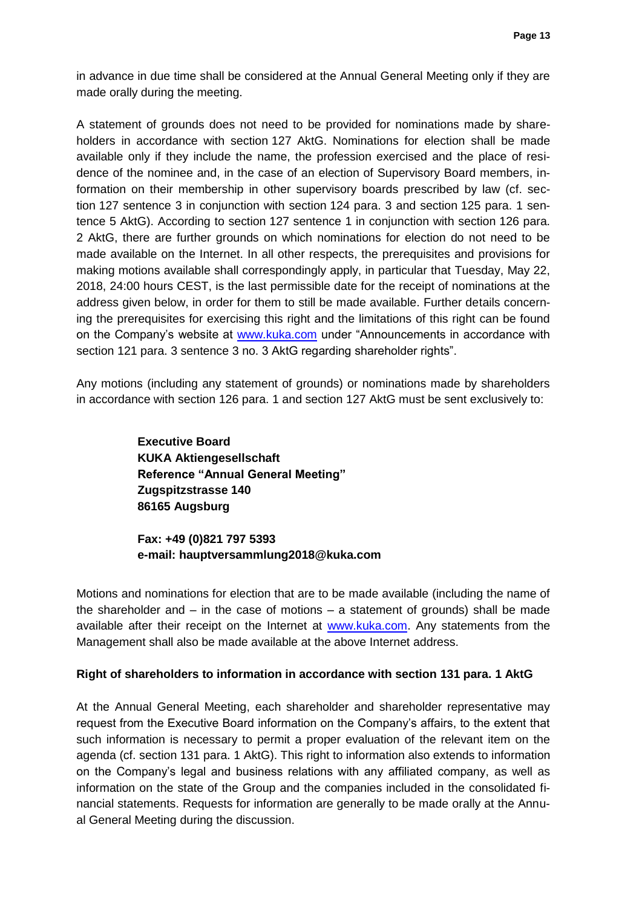in advance in due time shall be considered at the Annual General Meeting only if they are made orally during the meeting.

A statement of grounds does not need to be provided for nominations made by shareholders in accordance with section 127 AktG. Nominations for election shall be made available only if they include the name, the profession exercised and the place of residence of the nominee and, in the case of an election of Supervisory Board members, information on their membership in other supervisory boards prescribed by law (cf. section 127 sentence 3 in conjunction with section 124 para. 3 and section 125 para. 1 sentence 5 AktG). According to section 127 sentence 1 in conjunction with section 126 para. 2 AktG, there are further grounds on which nominations for election do not need to be made available on the Internet. In all other respects, the prerequisites and provisions for making motions available shall correspondingly apply, in particular that Tuesday, May 22, 2018, 24:00 hours CEST, is the last permissible date for the receipt of nominations at the address given below, in order for them to still be made available. Further details concerning the prerequisites for exercising this right and the limitations of this right can be found on the Company's website at www.kuka.com under "Announcements in accordance with section 121 para. 3 sentence 3 no. 3 AktG regarding shareholder rights".

Any motions (including any statement of grounds) or nominations made by shareholders in accordance with section 126 para. 1 and section 127 AktG must be sent exclusively to:

**Executive Board**
**KUKA Aktiengesellschaft**
**Reference "Annual General Meeting"**
**Zugspitzstrasse 140**
**86165 Augsburg**

**Fax: +49 (0)821 797 5393**
**e-mail: hauptversammlung2018@kuka.com**

Motions and nominations for election that are to be made available (including the name of the shareholder and – in the case of motions – a statement of grounds) shall be made available after their receipt on the Internet at www.kuka.com. Any statements from the Management shall also be made available at the above Internet address.

**Right of shareholders to information in accordance with section 131 para. 1 AktG**

At the Annual General Meeting, each shareholder and shareholder representative may request from the Executive Board information on the Company's affairs, to the extent that such information is necessary to permit a proper evaluation of the relevant item on the agenda (cf. section 131 para. 1 AktG). This right to information also extends to information on the Company's legal and business relations with any affiliated company, as well as information on the state of the Group and the companies included in the consolidated financial statements. Requests for information are generally to be made orally at the Annual General Meeting during the discussion.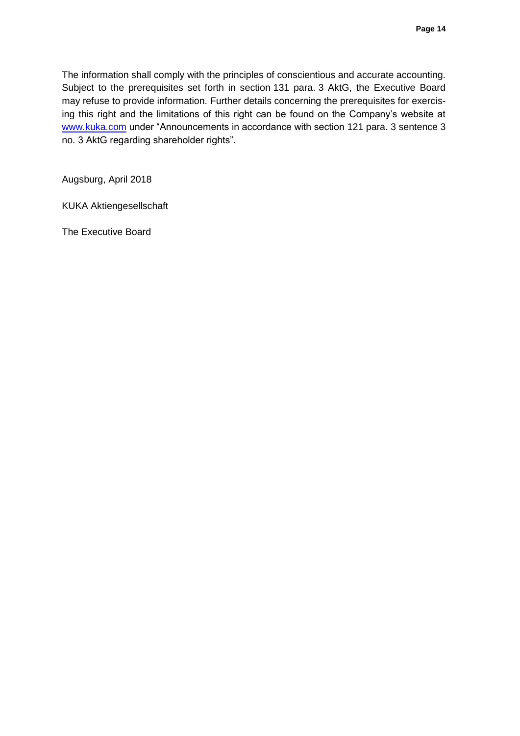The information shall comply with the principles of conscientious and accurate accounting. Subject to the prerequisites set forth in section 131 para. 3 AktG, the Executive Board may refuse to provide information. Further details concerning the prerequisites for exercising this right and the limitations of this right can be found on the Company's website at [www.kuka.com](http://www.kuka.com) under "Announcements in accordance with section 121 para. 3 sentence 3 no. 3 AktG regarding shareholder rights".

Augsburg, April 2018

KUKA Aktiengesellschaft

The Executive Board